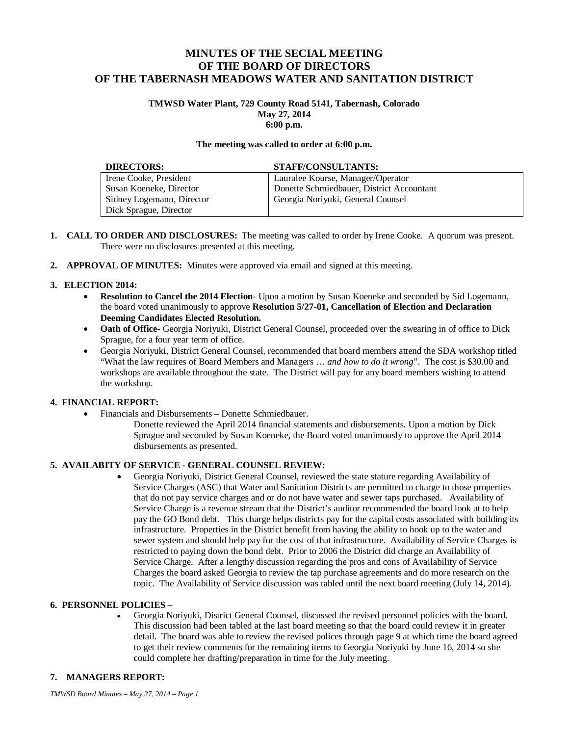# MINUTES OF THE SECIAL MEETING OF THE BOARD OF DIRECTORS OF THE TABERNASH MEADOWS WATER AND SANITATION DISTRICT

**TMWSD Water Plant, 729 County Road 5141, Tabernash, Colorado**
**May 27, 2014**
**6:00 p.m.**

**The meeting was called to order at 6:00 p.m.**

| DIRECTORS: | STAFF/CONSULTANTS: |
|---|---|
| Irene Cooke, President | Lauralee Kourse, Manager/Operator |
| Susan Koeneke, Director | Donette Schmiedbauer, District Accountant |
| Sidney Logemann, Director | Georgia Noriyuki, General Counsel |
| Dick Sprague, Director | |

1. **CALL TO ORDER AND DISCLOSURES:** The meeting was called to order by Irene Cooke. A quorum was present. There were no disclosures presented at this meeting.

2. **APPROVAL OF MINUTES:** Minutes were approved via email and signed at this meeting.

3. **ELECTION 2014:**
   - **Resolution to Cancel the 2014 Election**- Upon a motion by Susan Koeneke and seconded by Sid Logemann, the board voted unanimously to approve **Resolution 5/27-01, Cancellation of Election and Declaration Deeming Candidates Elected Resolution.**
   - **Oath of Office-** Georgia Noriyuki, District General Counsel, proceeded over the swearing in of office to Dick Sprague, for a four year term of office.
   - Georgia Noriyuki, District General Counsel, recommended that board members attend the SDA workshop titled "What the law requires of Board Members and Managers … *and how to do it wrong*". The cost is $30.00 and workshops are available throughout the state. The District will pay for any board members wishing to attend the workshop.

4. **FINANCIAL REPORT:**
   - Financials and Disbursements – Donette Schmiedbauer.

     Donette reviewed the April 2014 financial statements and disbursements. Upon a motion by Dick Sprague and seconded by Susan Koeneke, the Board voted unanimously to approve the April 2014 disbursements as presented.

5. **AVAILABITY OF SERVICE - GENERAL COUNSEL REVIEW:**
   - Georgia Noriyuki, District General Counsel, reviewed the state stature regarding Availability of Service Charges (ASC) that Water and Sanitation Districts are permitted to charge to those properties that do not pay service charges and or do not have water and sewer taps purchased. Availability of Service Charge is a revenue stream that the District's auditor recommended the board look at to help pay the GO Bond debt. This charge helps districts pay for the capital costs associated with building its infrastructure. Properties in the District benefit from having the ability to hook up to the water and sewer system and should help pay for the cost of that infrastructure. Availability of Service Charges is restricted to paying down the bond debt. Prior to 2006 the District did charge an Availability of Service Charge. After a lengthy discussion regarding the pros and cons of Availability of Service Charges the board asked Georgia to review the tap purchase agreements and do more research on the topic. The Availability of Service discussion was tabled until the next board meeting (July 14, 2014).

6. **PERSONNEL POLICIES –**
   - Georgia Noriyuki, District General Counsel, discussed the revised personnel policies with the board. This discussion had been tabled at the last board meeting so that the board could review it in greater detail. The board was able to review the revised polices through page 9 at which time the board agreed to get their review comments for the remaining items to Georgia Noriyuki by June 16, 2014 so she could complete her drafting/preparation in time for the July meeting.

7. **MANAGERS REPORT:**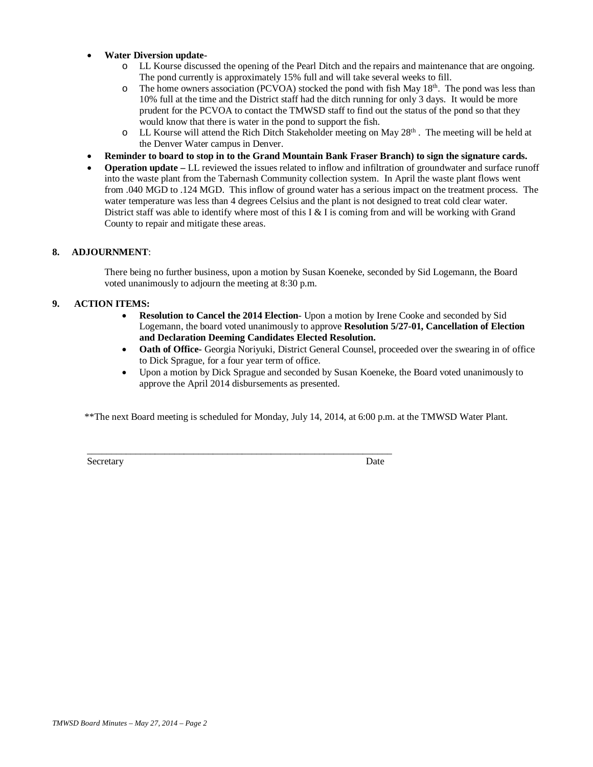- **Water Diversion update-**
  - LL Kourse discussed the opening of the Pearl Ditch and the repairs and maintenance that are ongoing. The pond currently is approximately 15% full and will take several weeks to fill.
  - The home owners association (PCVOA) stocked the pond with fish May 18th. The pond was less than 10% full at the time and the District staff had the ditch running for only 3 days. It would be more prudent for the PCVOA to contact the TMWSD staff to find out the status of the pond so that they would know that there is water in the pond to support the fish.
  - LL Kourse will attend the Rich Ditch Stakeholder meeting on May 28th . The meeting will be held at the Denver Water campus in Denver.
- **Reminder to board to stop in to the Grand Mountain Bank Fraser Branch) to sign the signature cards.**
- **Operation update –** LL reviewed the issues related to inflow and infiltration of groundwater and surface runoff into the waste plant from the Tabernash Community collection system. In April the waste plant flows went from .040 MGD to .124 MGD. This inflow of ground water has a serious impact on the treatment process. The water temperature was less than 4 degrees Celsius and the plant is not designed to treat cold clear water. District staff was able to identify where most of this I & I is coming from and will be working with Grand County to repair and mitigate these areas.

**8. ADJOURNMENT**:

There being no further business, upon a motion by Susan Koeneke, seconded by Sid Logemann, the Board voted unanimously to adjourn the meeting at 8:30 p.m.

**9. ACTION ITEMS:**

- **Resolution to Cancel the 2014 Election**- Upon a motion by Irene Cooke and seconded by Sid Logemann, the board voted unanimously to approve **Resolution 5/27-01, Cancellation of Election and Declaration Deeming Candidates Elected Resolution.**
- **Oath of Office-** Georgia Noriyuki, District General Counsel, proceeded over the swearing in of office to Dick Sprague, for a four year term of office.
- Upon a motion by Dick Sprague and seconded by Susan Koeneke, the Board voted unanimously to approve the April 2014 disbursements as presented.

**The next Board meeting is scheduled for Monday, July 14, 2014, at 6:00 p.m. at the TMWSD Water Plant.

\_\_\_\_\_\_\_\_\_\_\_\_\_\_\_\_\_\_\_\_\_\_\_\_\_\_\_\_\_\_\_\_\_\_\_\_\_\_\_\_\_\_\_\_\_\_\_\_\_\_\_\_\_\_\_\_\_\_\_\_\_\_\_\_

Secretary Date